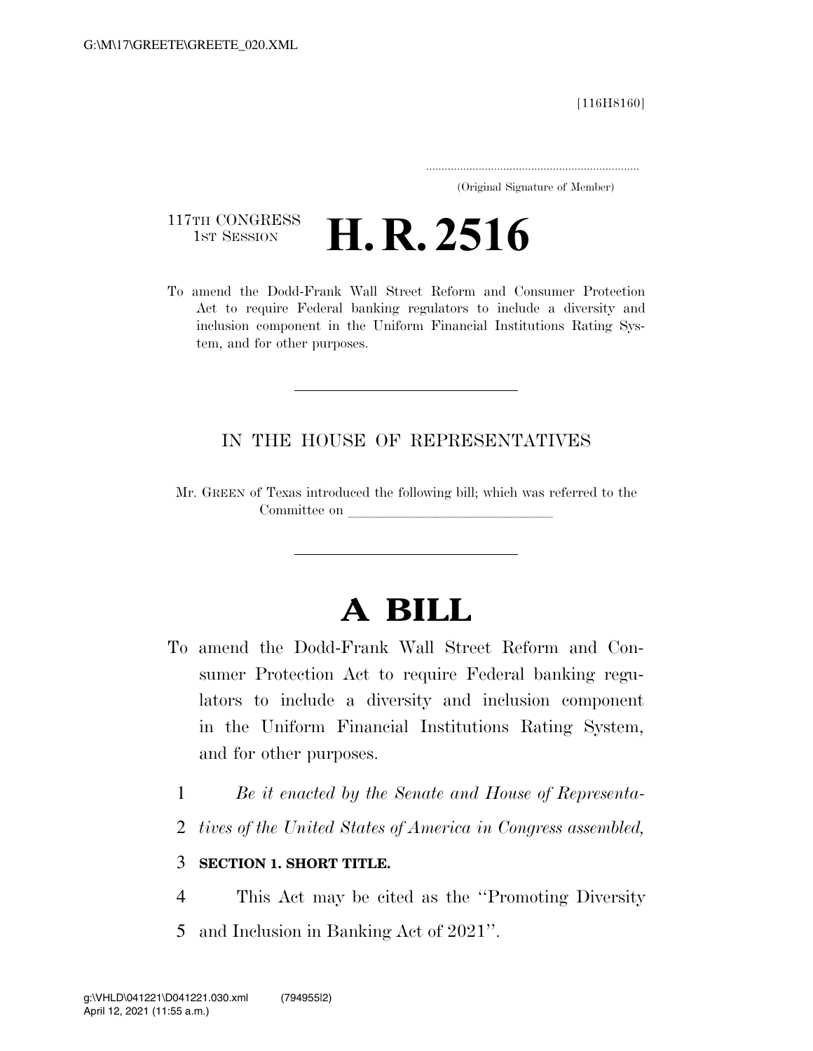[116H8160]

.....................................................................
(Original Signature of Member)

117TH CONGRESS
1ST SESSION

# H. R. 2516

To amend the Dodd-Frank Wall Street Reform and Consumer Protection Act to require Federal banking regulators to include a diversity and inclusion component in the Uniform Financial Institutions Rating System, and for other purposes.

---

IN THE HOUSE OF REPRESENTATIVES

Mr. GREEN of Texas introduced the following bill; which was referred to the Committee on ______________________________

---

# A BILL

To amend the Dodd-Frank Wall Street Reform and Consumer Protection Act to require Federal banking regulators to include a diversity and inclusion component in the Uniform Financial Institutions Rating System, and for other purposes.

1 *Be it enacted by the Senate and House of Representa-*
2 *tives of the United States of America in Congress assembled,*

3 **SECTION 1. SHORT TITLE.**

4 This Act may be cited as the "Promoting Diversity
5 and Inclusion in Banking Act of 2021".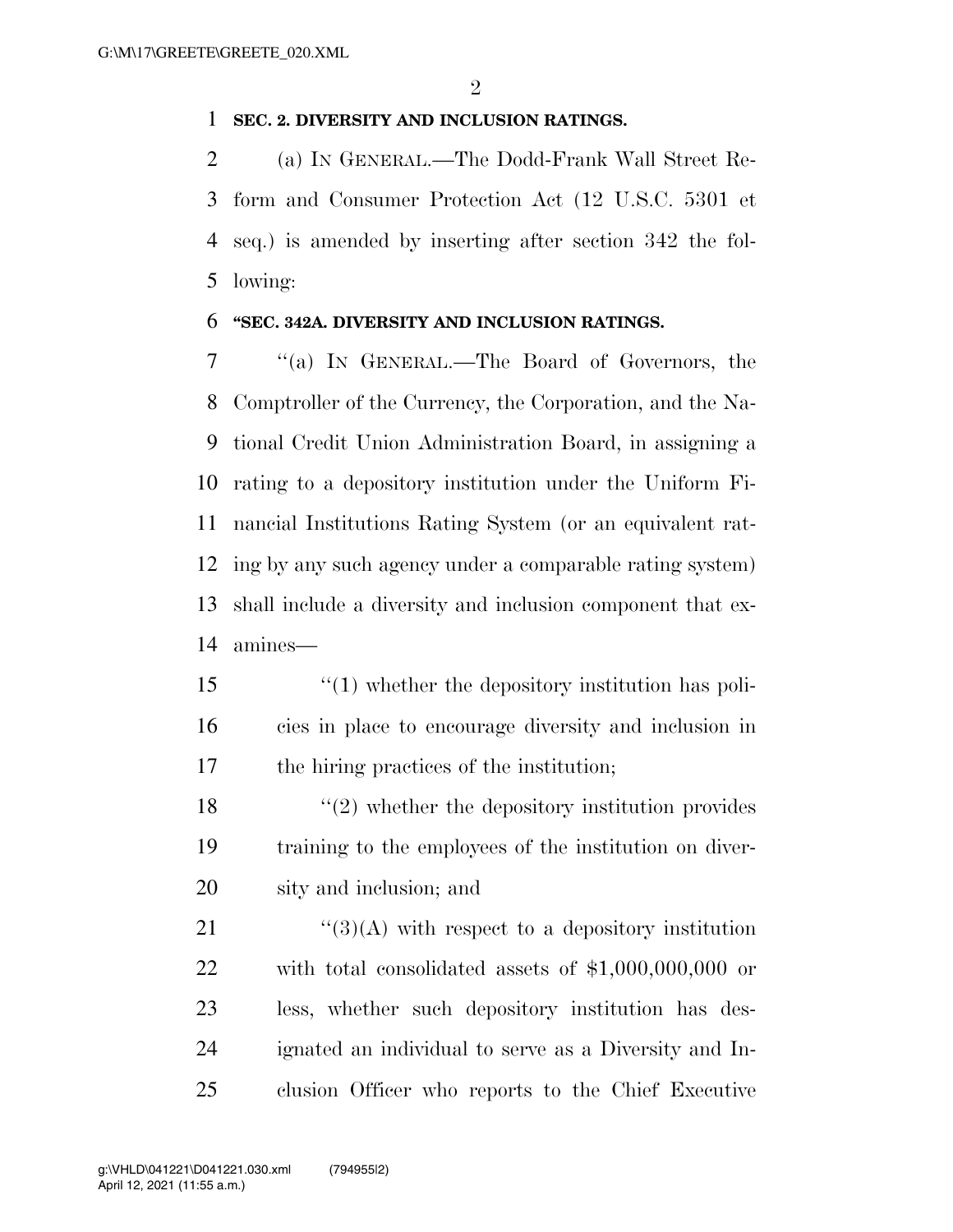**SEC. 2. DIVERSITY AND INCLUSION RATINGS.**

(a) IN GENERAL.—The Dodd-Frank Wall Street Reform and Consumer Protection Act (12 U.S.C. 5301 et seq.) is amended by inserting after section 342 the following:

**"SEC. 342A. DIVERSITY AND INCLUSION RATINGS.**

"(a) IN GENERAL.—The Board of Governors, the Comptroller of the Currency, the Corporation, and the National Credit Union Administration Board, in assigning a rating to a depository institution under the Uniform Financial Institutions Rating System (or an equivalent rating by any such agency under a comparable rating system) shall include a diversity and inclusion component that examines—

"(1) whether the depository institution has policies in place to encourage diversity and inclusion in the hiring practices of the institution;

"(2) whether the depository institution provides training to the employees of the institution on diversity and inclusion; and

"(3)(A) with respect to a depository institution with total consolidated assets of $1,000,000,000 or less, whether such depository institution has designated an individual to serve as a Diversity and Inclusion Officer who reports to the Chief Executive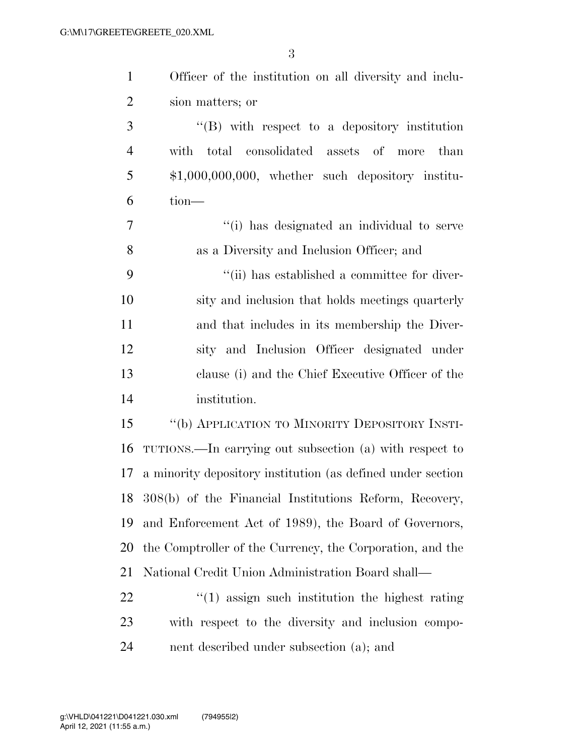Officer of the institution on all diversity and inclusion matters; or

''(B) with respect to a depository institution with total consolidated assets of more than $1,000,000,000, whether such depository institution—

''(i) has designated an individual to serve as a Diversity and Inclusion Officer; and

''(ii) has established a committee for diversity and inclusion that holds meetings quarterly and that includes in its membership the Diversity and Inclusion Officer designated under clause (i) and the Chief Executive Officer of the institution.

''(b) APPLICATION TO MINORITY DEPOSITORY INSTITUTIONS.—In carrying out subsection (a) with respect to a minority depository institution (as defined under section 308(b) of the Financial Institutions Reform, Recovery, and Enforcement Act of 1989), the Board of Governors, the Comptroller of the Currency, the Corporation, and the National Credit Union Administration Board shall—

''(1) assign such institution the highest rating with respect to the diversity and inclusion component described under subsection (a); and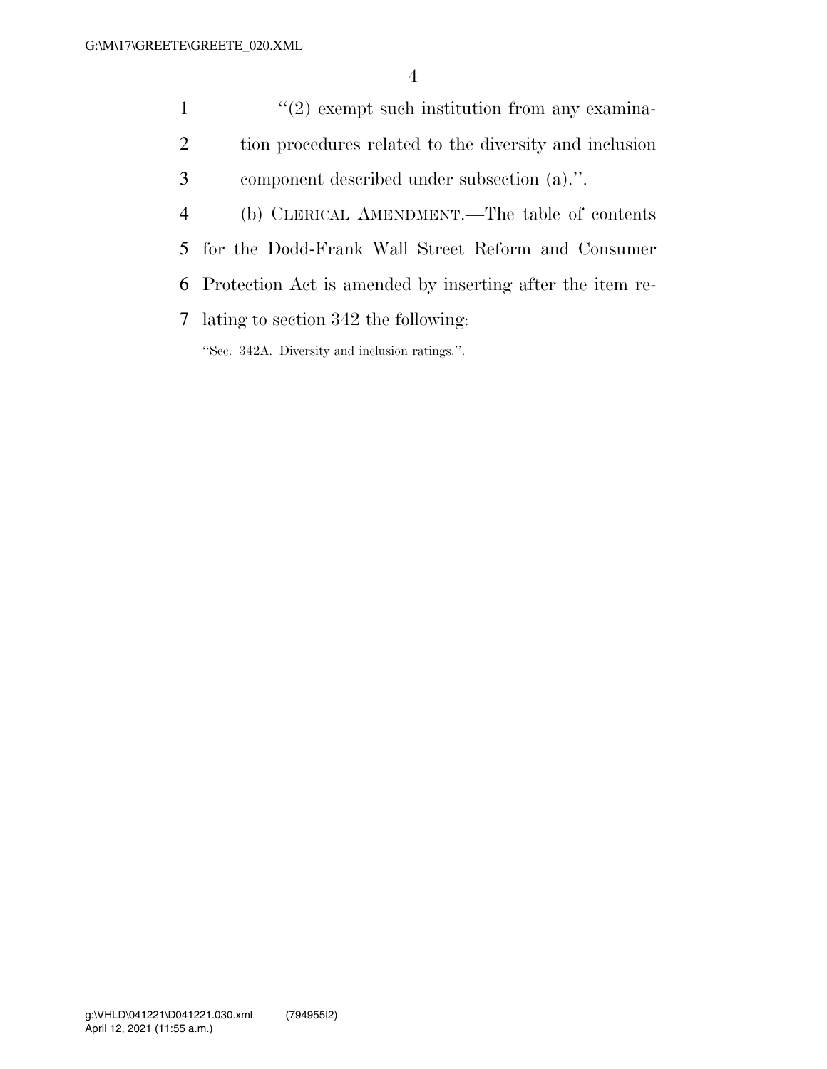"(2) exempt such institution from any examination procedures related to the diversity and inclusion component described under subsection (a).".

(b) CLERICAL AMENDMENT.—The table of contents for the Dodd-Frank Wall Street Reform and Consumer Protection Act is amended by inserting after the item relating to section 342 the following:

"Sec. 342A. Diversity and inclusion ratings.".